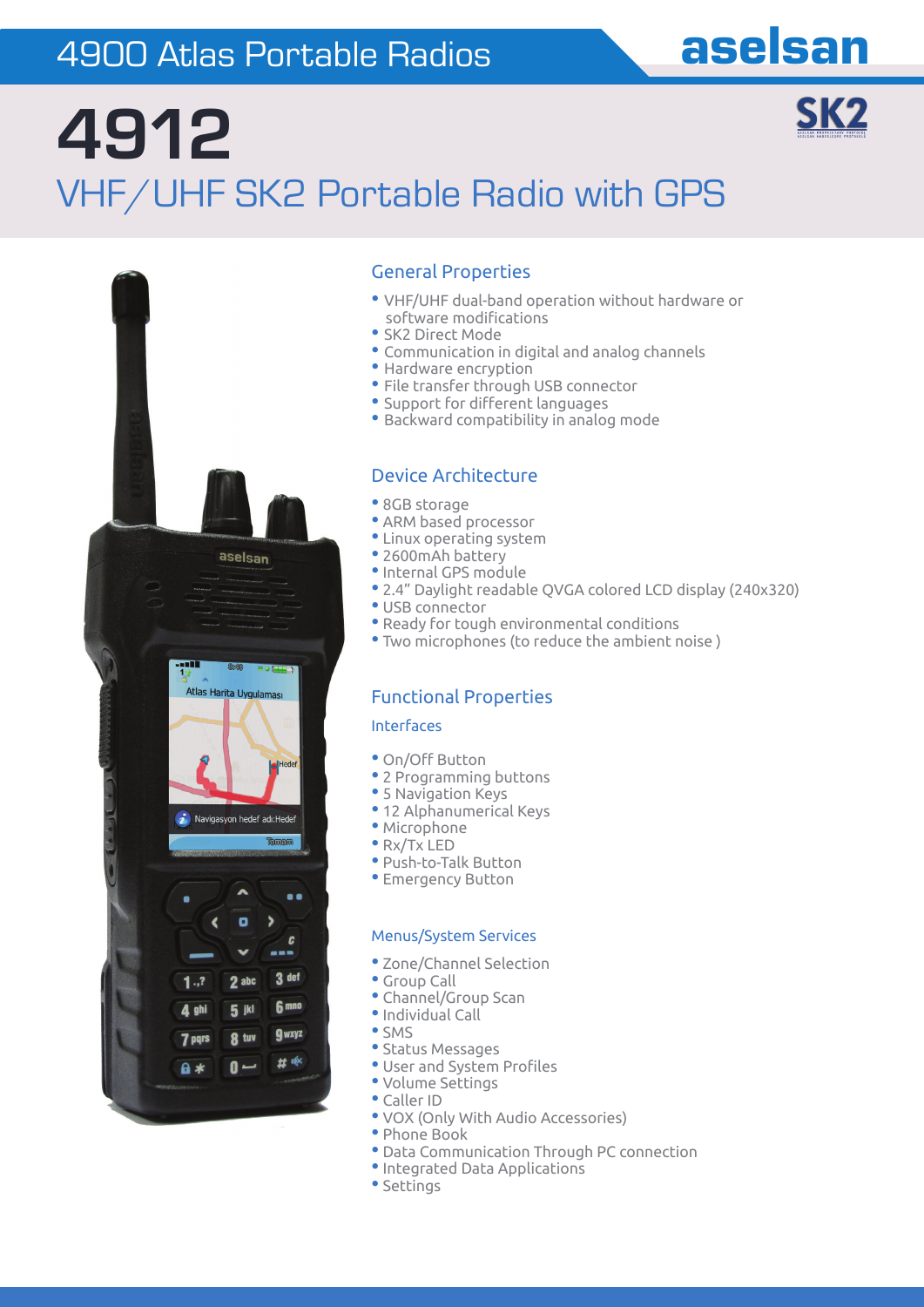4900 Atlas Portable Radios

aselsan

# 4912

## VHF/UHF SK2 Portable Radio with GPS

SK2

### General Properties

- VHF/UHF dual-band operation without hardware or software modifications
- SK2 Direct Mode
- Communication in digital and analog channels
- Hardware encryption
- File transfer through USB connector
- Support for different languages
- Backward compatibility in analog mode

### Device Architecture

- 8GB storage
- ARM based processor
- Linux operating system
- 2600mAh battery
- Internal GPS module
- 2.4" Daylight readable QVGA colored LCD display (240x320)
- USB connector
- Ready for tough environmental conditions
- Two microphones (to reduce the ambient noise )

### Functional Properties

#### Interfaces

- On/Off Button
- 2 Programming buttons
- 5 Navigation Keys
- 12 Alphanumerical Keys
- Microphone
- Rx/Tx LED
- Push-to-Talk Button
- Emergency Button

#### Menus/System Services

- Zone/Channel Selection
- Group Call
- Channel/Group Scan
- Individual Call
- SMS
- Status Messages
- User and System Profiles
- Volume Settings
- Caller ID
- VOX (Only With Audio Accessories)
- Phone Book
- Data Communication Through PC connection
- Integrated Data Applications
- Settings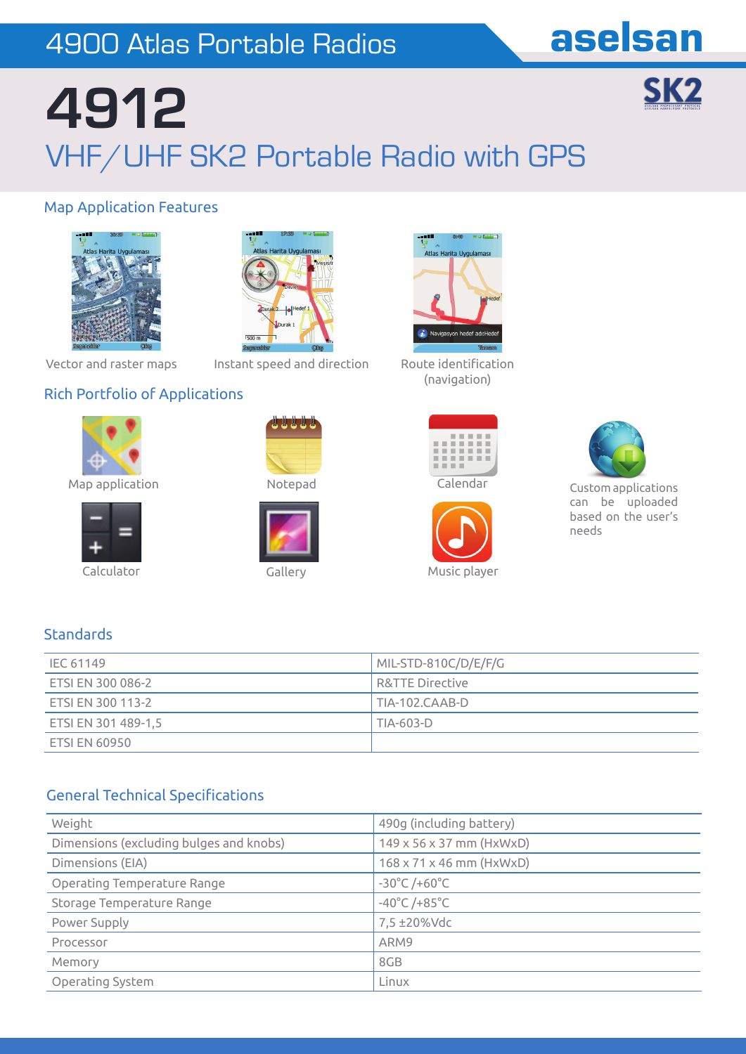# 4912

## VHF/UHF SK2 Portable Radio with GPS

### Map Application Features

Vector and raster maps

Instant speed and direction

Route identification (navigation)

### Rich Portfolio of Applications

Map application

Notepad

Calendar

Calculator

Gallery

Music player

Custom applications can be uploaded based on the user's needs

### Standards

| | |
|---|---|
| IEC 61149 | MIL-STD-810C/D/E/F/G |
| ETSI EN 300 086-2 | R&TTE Directive |
| ETSI EN 300 113-2 | TIA-102.CAAB-D |
| ETSI EN 301 489-1,5 | TIA-603-D |
| ETSI EN 60950 | |

### General Technical Specifications

| | |
|---|---|
| Weight | 490g (including battery) |
| Dimensions (excluding bulges and knobs) | 149 x 56 x 37 mm (HxWxD) |
| Dimensions (EIA) | 168 x 71 x 46 mm (HxWxD) |
| Operating Temperature Range | -30°C /+60°C |
| Storage Temperature Range | -40°C /+85°C |
| Power Supply | 7,5 ±20%Vdc |
| Processor | ARM9 |
| Memory | 8GB |
| Operating System | Linux |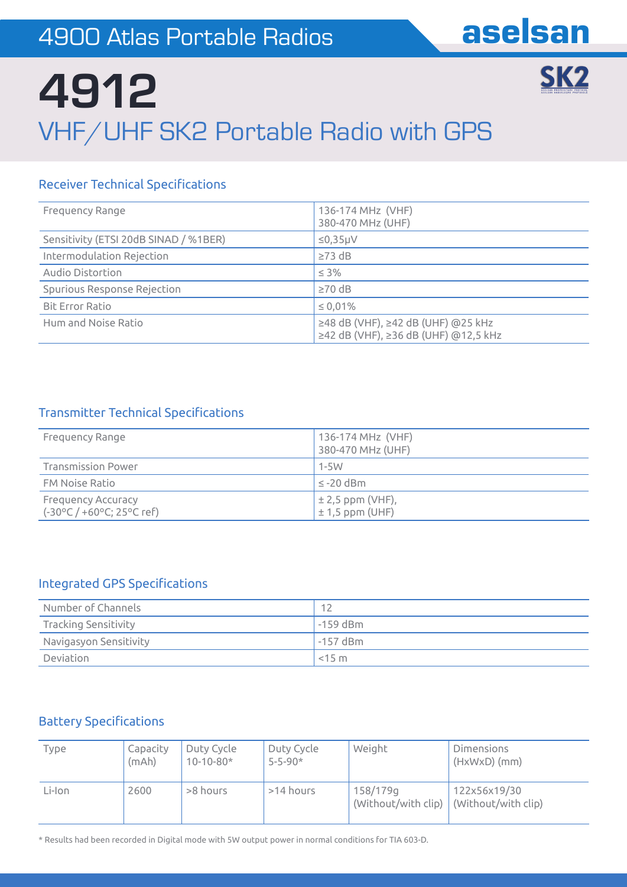# 4900 Atlas Portable Radios

# 4912

## VHF/UHF SK2 Portable Radio with GPS

### Receiver Technical Specifications

| | |
|---|---|
| Frequency Range | 136-174 MHz (VHF)<br>380-470 MHz (UHF) |
| Sensitivity (ETSI 20dB SINAD / %1BER) | ≤0,35μV |
| Intermodulation Rejection | ≥73 dB |
| Audio Distortion | ≤ 3% |
| Spurious Response Rejection | ≥70 dB |
| Bit Error Ratio | ≤ 0,01% |
| Hum and Noise Ratio | ≥48 dB (VHF), ≥42 dB (UHF) @25 kHz<br>≥42 dB (VHF), ≥36 dB (UHF) @12,5 kHz |

### Transmitter Technical Specifications

| | |
|---|---|
| Frequency Range | 136-174 MHz (VHF)<br>380-470 MHz (UHF) |
| Transmission Power | 1-5W |
| FM Noise Ratio | ≤ -20 dBm |
| Frequency Accuracy<br>(-30°C / +60°C; 25°C ref) | ± 2,5 ppm (VHF),<br>± 1,5 ppm (UHF) |

### Integrated GPS Specifications

| | |
|---|---|
| Number of Channels | 12 |
| Tracking Sensitivity | -159 dBm |
| Navigasyon Sensitivity | -157 dBm |
| Deviation | <15 m |

### Battery Specifications

| Type | Capacity (mAh) | Duty Cycle 10-10-80* | Duty Cycle 5-5-90* | Weight | Dimensions (HxWxD) (mm) |
|---|---|---|---|---|---|
| Li-Ion | 2600 | >8 hours | >14 hours | 158/179g (Without/with clip) | 122x56x19/30 (Without/with clip) |

* Results had been recorded in Digital mode with 5W output power in normal conditions for TIA 603-D.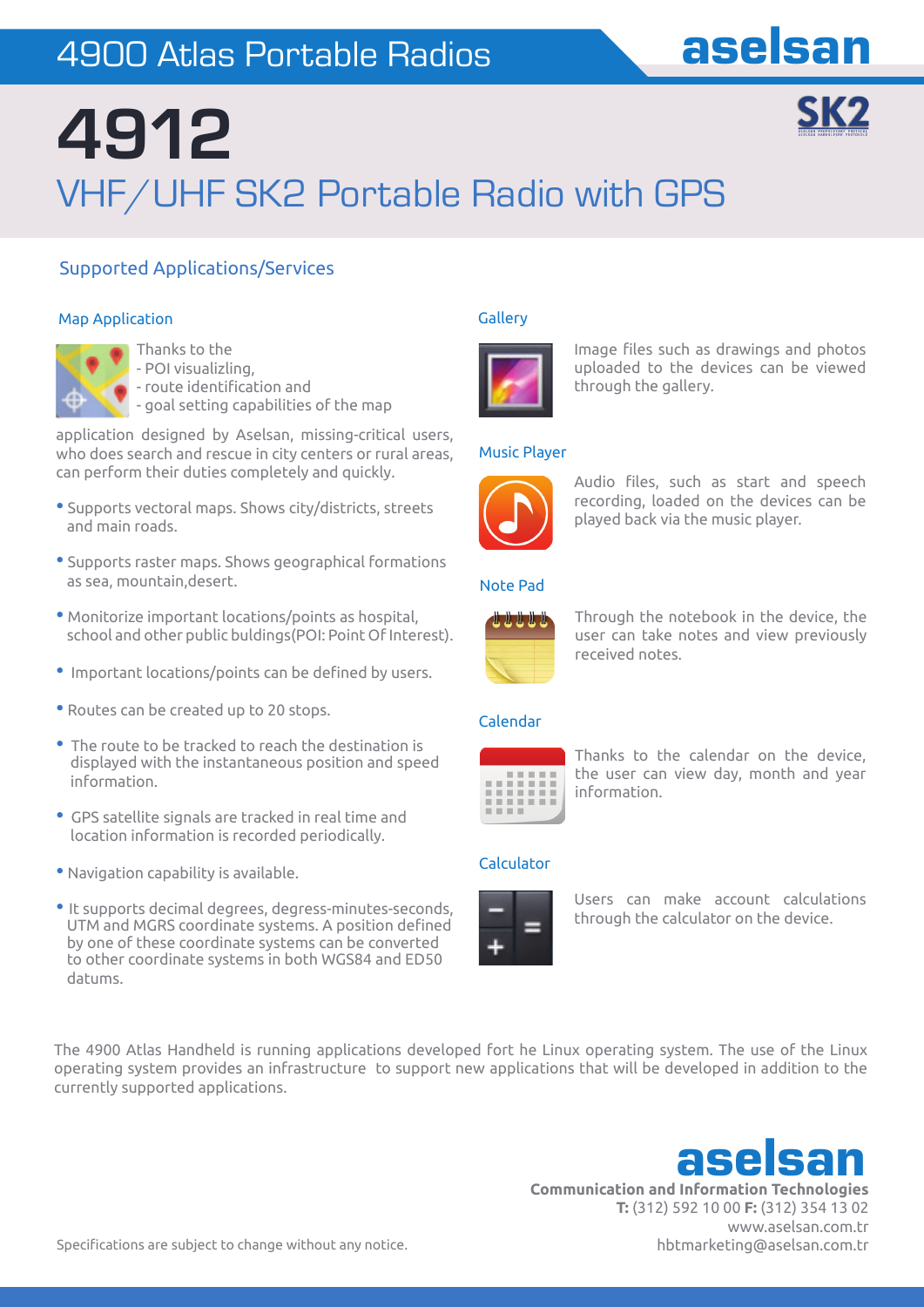# 4900 Atlas Portable Radios

aselsan

# 4912

SK2

## VHF/UHF SK2 Portable Radio with GPS

### Supported Applications/Services

#### Map Application

Thanks to the
- POI visualizling,
- route identification and
- goal setting capabilities of the map

application designed by Aselsan, missing-critical users, who does search and rescue in city centers or rural areas, can perform their duties completely and quickly.

- Supports vectoral maps. Shows city/districts, streets and main roads.
- Supports raster maps. Shows geographical formations as sea, mountain,desert.
- Monitorize important locations/points as hospital, school and other public buldings(POI: Point Of Interest).
- Important locations/points can be defined by users.
- Routes can be created up to 20 stops.
- The route to be tracked to reach the destination is displayed with the instantaneous position and speed information.
- GPS satellite signals are tracked in real time and location information is recorded periodically.
- Navigation capability is available.
- It supports decimal degrees, degress-minutes-seconds, UTM and MGRS coordinate systems. A position defined by one of these coordinate systems can be converted to other coordinate systems in both WGS84 and ED50 datums.

#### Gallery

Image files such as drawings and photos uploaded to the devices can be viewed through the gallery.

#### Music Player

Audio files, such as start and speech recording, loaded on the devices can be played back via the music player.

#### Note Pad

Through the notebook in the device, the user can take notes and view previously received notes.

#### Calendar

Thanks to the calendar on the device, the user can view day, month and year information.

#### Calculator

Users can make account calculations through the calculator on the device.

The 4900 Atlas Handheld is running applications developed fort he Linux operating system. The use of the Linux operating system provides an infrastructure to support new applications that will be developed in addition to the currently supported applications.

aselsan
**Communication and Information Technologies**
**T:** (312) 592 10 00 **F:** (312) 354 13 02
www.aselsan.com.tr
hbtmarketing@aselsan.com.tr

Specifications are subject to change without any notice.